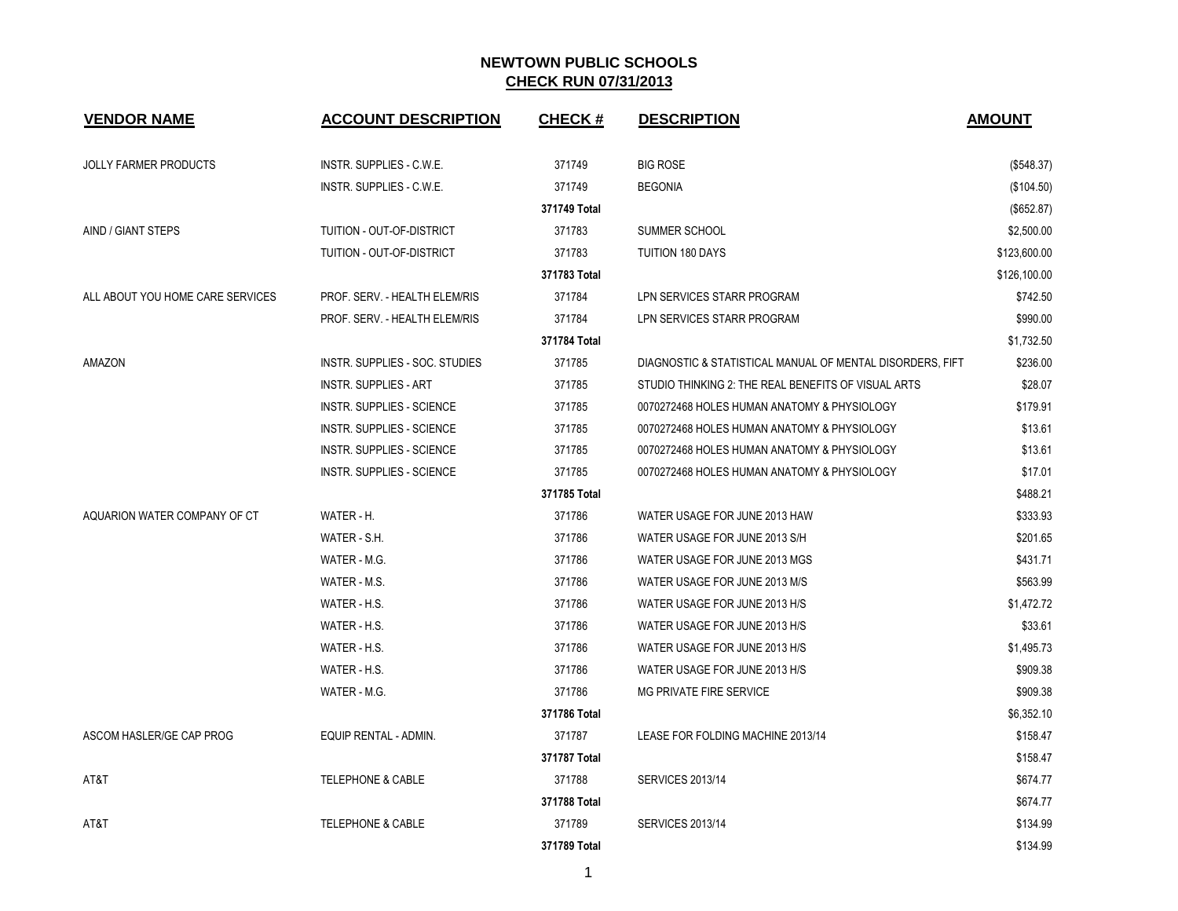# NEWTOWN PUBLIC SCHOOLS

## CHECK RUN 07/31/2013

| VENDOR NAME | ACCOUNT DESCRIPTION | CHECK # | DESCRIPTION | AMOUNT |
|---|---|---|---|---|
| JOLLY FARMER PRODUCTS | INSTR. SUPPLIES - C.W.E. | 371749 | BIG ROSE | ($548.37) |
| | INSTR. SUPPLIES - C.W.E. | 371749 | BEGONIA | ($104.50) |
| | | 371749 Total | | ($652.87) |
| AIND / GIANT STEPS | TUITION - OUT-OF-DISTRICT | 371783 | SUMMER SCHOOL | $2,500.00 |
| | TUITION - OUT-OF-DISTRICT | 371783 | TUITION 180 DAYS | $123,600.00 |
| | | 371783 Total | | $126,100.00 |
| ALL ABOUT YOU HOME CARE SERVICES | PROF. SERV. - HEALTH ELEM/RIS | 371784 | LPN SERVICES STARR PROGRAM | $742.50 |
| | PROF. SERV. - HEALTH ELEM/RIS | 371784 | LPN SERVICES STARR PROGRAM | $990.00 |
| | | 371784 Total | | $1,732.50 |
| AMAZON | INSTR. SUPPLIES - SOC. STUDIES | 371785 | DIAGNOSTIC & STATISTICAL MANUAL OF MENTAL DISORDERS, FIFT | $236.00 |
| | INSTR. SUPPLIES - ART | 371785 | STUDIO THINKING 2: THE REAL BENEFITS OF VISUAL ARTS | $28.07 |
| | INSTR. SUPPLIES - SCIENCE | 371785 | 0070272468 HOLES HUMAN ANATOMY & PHYSIOLOGY | $179.91 |
| | INSTR. SUPPLIES - SCIENCE | 371785 | 0070272468 HOLES HUMAN ANATOMY & PHYSIOLOGY | $13.61 |
| | INSTR. SUPPLIES - SCIENCE | 371785 | 0070272468 HOLES HUMAN ANATOMY & PHYSIOLOGY | $13.61 |
| | INSTR. SUPPLIES - SCIENCE | 371785 | 0070272468 HOLES HUMAN ANATOMY & PHYSIOLOGY | $17.01 |
| | | 371785 Total | | $488.21 |
| AQUARION WATER COMPANY OF CT | WATER - H. | 371786 | WATER USAGE FOR JUNE 2013 HAW | $333.93 |
| | WATER - S.H. | 371786 | WATER USAGE FOR JUNE 2013 S/H | $201.65 |
| | WATER - M.G. | 371786 | WATER USAGE FOR JUNE 2013 MGS | $431.71 |
| | WATER - M.S. | 371786 | WATER USAGE FOR JUNE 2013 M/S | $563.99 |
| | WATER - H.S. | 371786 | WATER USAGE FOR JUNE 2013 H/S | $1,472.72 |
| | WATER - H.S. | 371786 | WATER USAGE FOR JUNE 2013 H/S | $33.61 |
| | WATER - H.S. | 371786 | WATER USAGE FOR JUNE 2013 H/S | $1,495.73 |
| | WATER - H.S. | 371786 | WATER USAGE FOR JUNE 2013 H/S | $909.38 |
| | WATER - M.G. | 371786 | MG PRIVATE FIRE SERVICE | $909.38 |
| | | 371786 Total | | $6,352.10 |
| ASCOM HASLER/GE CAP PROG | EQUIP RENTAL - ADMIN. | 371787 | LEASE FOR FOLDING MACHINE 2013/14 | $158.47 |
| | | 371787 Total | | $158.47 |
| AT&T | TELEPHONE & CABLE | 371788 | SERVICES 2013/14 | $674.77 |
| | | 371788 Total | | $674.77 |
| AT&T | TELEPHONE & CABLE | 371789 | SERVICES 2013/14 | $134.99 |
| | | 371789 Total | | $134.99 |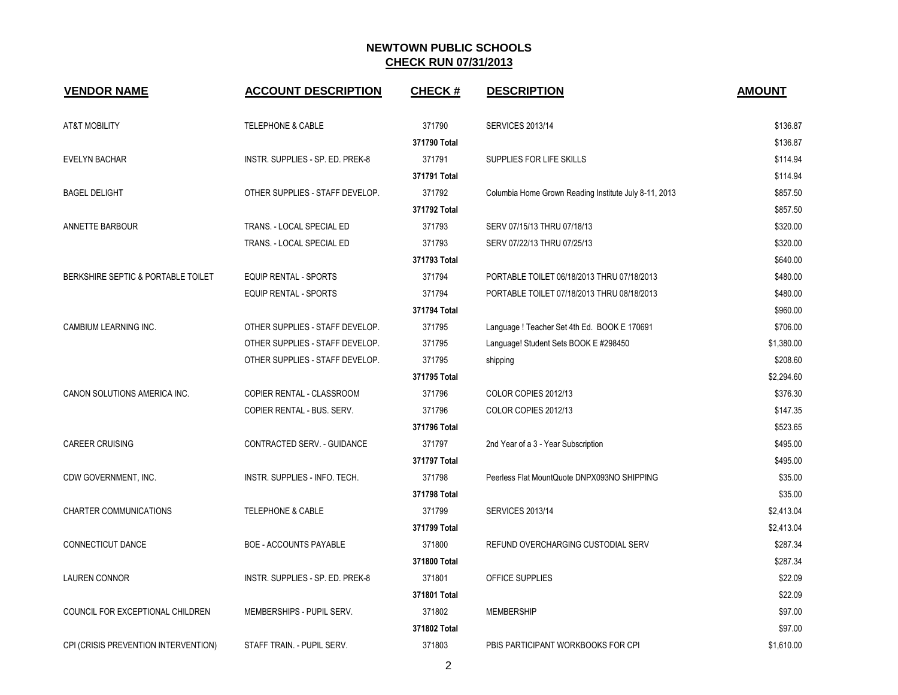## NEWTOWN PUBLIC SCHOOLS
## CHECK RUN 07/31/2013

| VENDOR NAME | ACCOUNT DESCRIPTION | CHECK # | DESCRIPTION | AMOUNT |
|---|---|---|---|---|
| AT&T MOBILITY | TELEPHONE & CABLE | 371790 | SERVICES 2013/14 | $136.87 |
| | | 371790 Total | | $136.87 |
| EVELYN BACHAR | INSTR. SUPPLIES - SP. ED. PREK-8 | 371791 | SUPPLIES FOR LIFE SKILLS | $114.94 |
| | | 371791 Total | | $114.94 |
| BAGEL DELIGHT | OTHER SUPPLIES - STAFF DEVELOP. | 371792 | Columbia Home Grown Reading Institute July 8-11, 2013 | $857.50 |
| | | 371792 Total | | $857.50 |
| ANNETTE BARBOUR | TRANS. - LOCAL SPECIAL ED | 371793 | SERV 07/15/13 THRU 07/18/13 | $320.00 |
| | TRANS. - LOCAL SPECIAL ED | 371793 | SERV 07/22/13 THRU 07/25/13 | $320.00 |
| | | 371793 Total | | $640.00 |
| BERKSHIRE SEPTIC & PORTABLE TOILET | EQUIP RENTAL - SPORTS | 371794 | PORTABLE TOILET 06/18/2013 THRU 07/18/2013 | $480.00 |
| | EQUIP RENTAL - SPORTS | 371794 | PORTABLE TOILET 07/18/2013 THRU 08/18/2013 | $480.00 |
| | | 371794 Total | | $960.00 |
| CAMBIUM LEARNING INC. | OTHER SUPPLIES - STAFF DEVELOP. | 371795 | Language ! Teacher Set 4th Ed. BOOK E 170691 | $706.00 |
| | OTHER SUPPLIES - STAFF DEVELOP. | 371795 | Language! Student Sets BOOK E #298450 | $1,380.00 |
| | OTHER SUPPLIES - STAFF DEVELOP. | 371795 | shipping | $208.60 |
| | | 371795 Total | | $2,294.60 |
| CANON SOLUTIONS AMERICA INC. | COPIER RENTAL - CLASSROOM | 371796 | COLOR COPIES 2012/13 | $376.30 |
| | COPIER RENTAL - BUS. SERV. | 371796 | COLOR COPIES 2012/13 | $147.35 |
| | | 371796 Total | | $523.65 |
| CAREER CRUISING | CONTRACTED SERV. - GUIDANCE | 371797 | 2nd Year of a 3 - Year Subscription | $495.00 |
| | | 371797 Total | | $495.00 |
| CDW GOVERNMENT, INC. | INSTR. SUPPLIES - INFO. TECH. | 371798 | Peerless Flat MountQuote DNPX093NO SHIPPING | $35.00 |
| | | 371798 Total | | $35.00 |
| CHARTER COMMUNICATIONS | TELEPHONE & CABLE | 371799 | SERVICES 2013/14 | $2,413.04 |
| | | 371799 Total | | $2,413.04 |
| CONNECTICUT DANCE | BOE - ACCOUNTS PAYABLE | 371800 | REFUND OVERCHARGING CUSTODIAL SERV | $287.34 |
| | | 371800 Total | | $287.34 |
| LAUREN CONNOR | INSTR. SUPPLIES - SP. ED. PREK-8 | 371801 | OFFICE SUPPLIES | $22.09 |
| | | 371801 Total | | $22.09 |
| COUNCIL FOR EXCEPTIONAL CHILDREN | MEMBERSHIPS - PUPIL SERV. | 371802 | MEMBERSHIP | $97.00 |
| | | 371802 Total | | $97.00 |
| CPI (CRISIS PREVENTION INTERVENTION) | STAFF TRAIN. - PUPIL SERV. | 371803 | PBIS PARTICIPANT WORKBOOKS FOR CPI | $1,610.00 |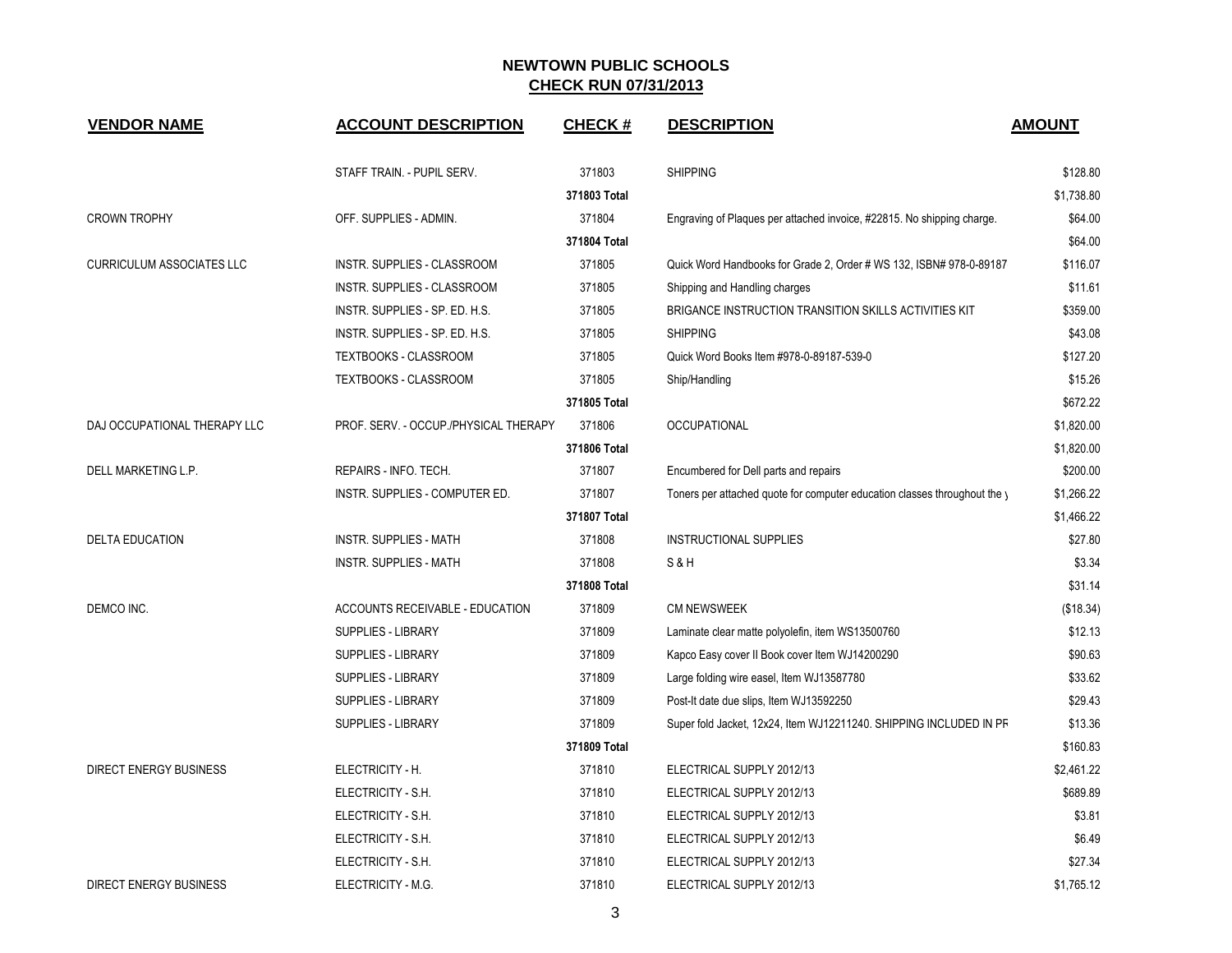**NEWTOWN PUBLIC SCHOOLS**

**CHECK RUN 07/31/2013**

| VENDOR NAME | ACCOUNT DESCRIPTION | CHECK # | DESCRIPTION | AMOUNT |
|---|---|---|---|---|
| | STAFF TRAIN. - PUPIL SERV. | 371803 | SHIPPING | $128.80 |
| | | 371803 Total | | $1,738.80 |
| CROWN TROPHY | OFF. SUPPLIES - ADMIN. | 371804 | Engraving of Plaques per attached invoice, #22815. No shipping charge. | $64.00 |
| | | 371804 Total | | $64.00 |
| CURRICULUM ASSOCIATES LLC | INSTR. SUPPLIES - CLASSROOM | 371805 | Quick Word Handbooks for Grade 2, Order # WS 132, ISBN# 978-0-89187 | $116.07 |
| | INSTR. SUPPLIES - CLASSROOM | 371805 | Shipping and Handling charges | $11.61 |
| | INSTR. SUPPLIES - SP. ED. H.S. | 371805 | BRIGANCE INSTRUCTION TRANSITION SKILLS ACTIVITIES KIT | $359.00 |
| | INSTR. SUPPLIES - SP. ED. H.S. | 371805 | SHIPPING | $43.08 |
| | TEXTBOOKS - CLASSROOM | 371805 | Quick Word Books Item #978-0-89187-539-0 | $127.20 |
| | TEXTBOOKS - CLASSROOM | 371805 | Ship/Handling | $15.26 |
| | | 371805 Total | | $672.22 |
| DAJ OCCUPATIONAL THERAPY LLC | PROF. SERV. - OCCUP./PHYSICAL THERAPY | 371806 | OCCUPATIONAL | $1,820.00 |
| | | 371806 Total | | $1,820.00 |
| DELL MARKETING L.P. | REPAIRS - INFO. TECH. | 371807 | Encumbered for Dell parts and repairs | $200.00 |
| | INSTR. SUPPLIES - COMPUTER ED. | 371807 | Toners per attached quote for computer education classes throughout the y | $1,266.22 |
| | | 371807 Total | | $1,466.22 |
| DELTA EDUCATION | INSTR. SUPPLIES - MATH | 371808 | INSTRUCTIONAL SUPPLIES | $27.80 |
| | INSTR. SUPPLIES - MATH | 371808 | S & H | $3.34 |
| | | 371808 Total | | $31.14 |
| DEMCO INC. | ACCOUNTS RECEIVABLE - EDUCATION | 371809 | CM NEWSWEEK | ($18.34) |
| | SUPPLIES - LIBRARY | 371809 | Laminate clear matte polyolefin, item WS13500760 | $12.13 |
| | SUPPLIES - LIBRARY | 371809 | Kapco Easy cover II Book cover Item WJ14200290 | $90.63 |
| | SUPPLIES - LIBRARY | 371809 | Large folding wire easel, Item WJ13587780 | $33.62 |
| | SUPPLIES - LIBRARY | 371809 | Post-It date due slips, Item WJ13592250 | $29.43 |
| | SUPPLIES - LIBRARY | 371809 | Super fold Jacket, 12x24, Item WJ12211240. SHIPPING INCLUDED IN PR | $13.36 |
| | | 371809 Total | | $160.83 |
| DIRECT ENERGY BUSINESS | ELECTRICITY - H. | 371810 | ELECTRICAL SUPPLY 2012/13 | $2,461.22 |
| | ELECTRICITY - S.H. | 371810 | ELECTRICAL SUPPLY 2012/13 | $689.89 |
| | ELECTRICITY - S.H. | 371810 | ELECTRICAL SUPPLY 2012/13 | $3.81 |
| | ELECTRICITY - S.H. | 371810 | ELECTRICAL SUPPLY 2012/13 | $6.49 |
| | ELECTRICITY - S.H. | 371810 | ELECTRICAL SUPPLY 2012/13 | $27.34 |
| DIRECT ENERGY BUSINESS | ELECTRICITY - M.G. | 371810 | ELECTRICAL SUPPLY 2012/13 | $1,765.12 |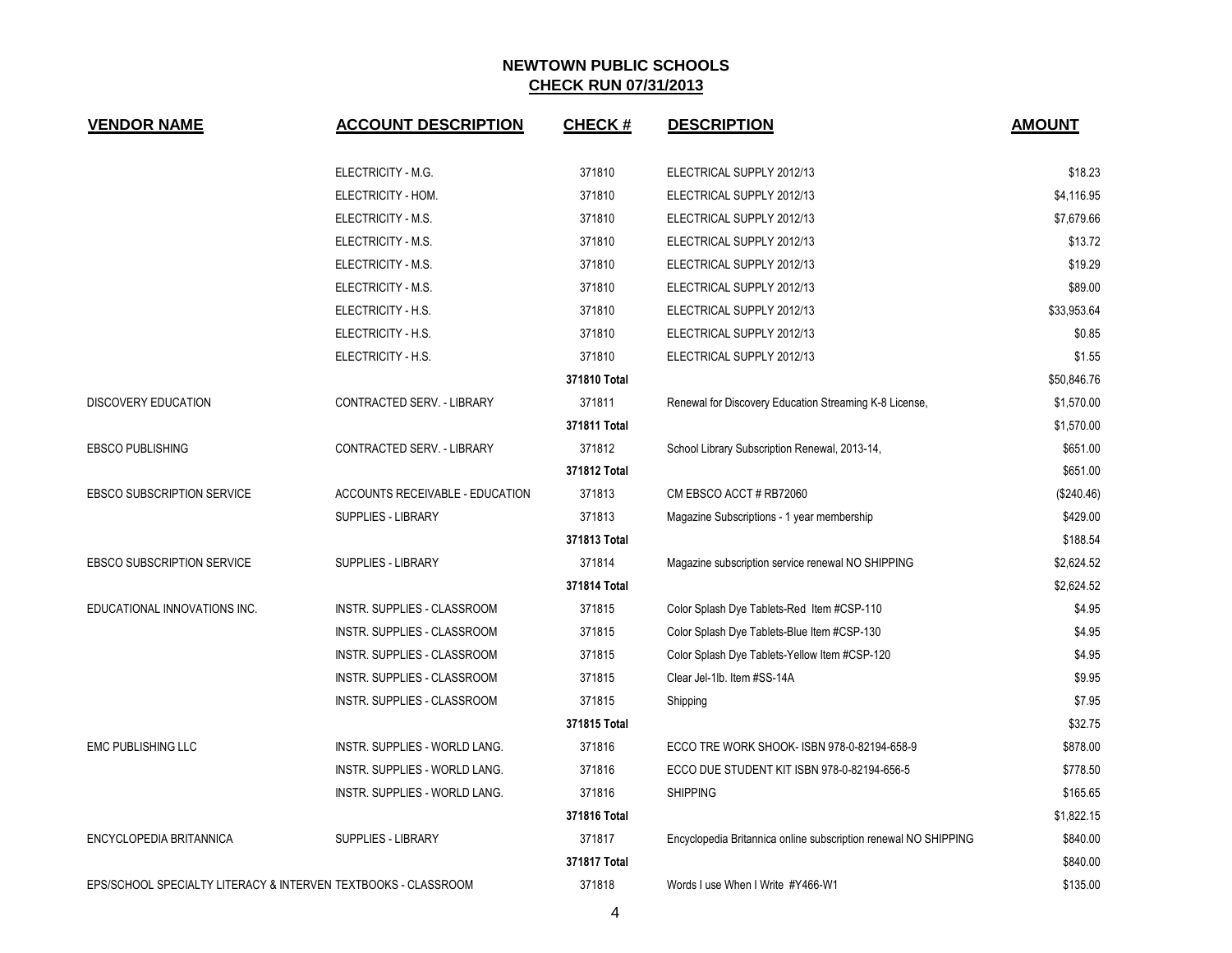# NEWTOWN PUBLIC SCHOOLS

## CHECK RUN 07/31/2013

| VENDOR NAME | ACCOUNT DESCRIPTION | CHECK # | DESCRIPTION | AMOUNT |
|---|---|---|---|---|
| | ELECTRICITY - M.G. | 371810 | ELECTRICAL SUPPLY 2012/13 | $18.23 |
| | ELECTRICITY - HOM. | 371810 | ELECTRICAL SUPPLY 2012/13 | $4,116.95 |
| | ELECTRICITY - M.S. | 371810 | ELECTRICAL SUPPLY 2012/13 | $7,679.66 |
| | ELECTRICITY - M.S. | 371810 | ELECTRICAL SUPPLY 2012/13 | $13.72 |
| | ELECTRICITY - M.S. | 371810 | ELECTRICAL SUPPLY 2012/13 | $19.29 |
| | ELECTRICITY - M.S. | 371810 | ELECTRICAL SUPPLY 2012/13 | $89.00 |
| | ELECTRICITY - H.S. | 371810 | ELECTRICAL SUPPLY 2012/13 | $33,953.64 |
| | ELECTRICITY - H.S. | 371810 | ELECTRICAL SUPPLY 2012/13 | $0.85 |
| | ELECTRICITY - H.S. | 371810 | ELECTRICAL SUPPLY 2012/13 | $1.55 |
| | | **371810 Total** | | $50,846.76 |
| DISCOVERY EDUCATION | CONTRACTED SERV. - LIBRARY | 371811 | Renewal for Discovery Education Streaming K-8 License, | $1,570.00 |
| | | **371811 Total** | | $1,570.00 |
| EBSCO PUBLISHING | CONTRACTED SERV. - LIBRARY | 371812 | School Library Subscription Renewal, 2013-14, | $651.00 |
| | | **371812 Total** | | $651.00 |
| EBSCO SUBSCRIPTION SERVICE | ACCOUNTS RECEIVABLE - EDUCATION | 371813 | CM EBSCO ACCT # RB72060 | ($240.46) |
| | SUPPLIES - LIBRARY | 371813 | Magazine Subscriptions - 1 year membership | $429.00 |
| | | **371813 Total** | | $188.54 |
| EBSCO SUBSCRIPTION SERVICE | SUPPLIES - LIBRARY | 371814 | Magazine subscription service renewal NO SHIPPING | $2,624.52 |
| | | **371814 Total** | | $2,624.52 |
| EDUCATIONAL INNOVATIONS INC. | INSTR. SUPPLIES - CLASSROOM | 371815 | Color Splash Dye Tablets-Red Item #CSP-110 | $4.95 |
| | INSTR. SUPPLIES - CLASSROOM | 371815 | Color Splash Dye Tablets-Blue Item #CSP-130 | $4.95 |
| | INSTR. SUPPLIES - CLASSROOM | 371815 | Color Splash Dye Tablets-Yellow Item #CSP-120 | $4.95 |
| | INSTR. SUPPLIES - CLASSROOM | 371815 | Clear Jel-1lb. Item #SS-14A | $9.95 |
| | INSTR. SUPPLIES - CLASSROOM | 371815 | Shipping | $7.95 |
| | | **371815 Total** | | $32.75 |
| EMC PUBLISHING LLC | INSTR. SUPPLIES - WORLD LANG. | 371816 | ECCO TRE WORK SHOOK- ISBN 978-0-82194-658-9 | $878.00 |
| | INSTR. SUPPLIES - WORLD LANG. | 371816 | ECCO DUE STUDENT KIT ISBN 978-0-82194-656-5 | $778.50 |
| | INSTR. SUPPLIES - WORLD LANG. | 371816 | SHIPPING | $165.65 |
| | | **371816 Total** | | $1,822.15 |
| ENCYCLOPEDIA BRITANNICA | SUPPLIES - LIBRARY | 371817 | Encyclopedia Britannica online subscription renewal NO SHIPPING | $840.00 |
| | | **371817 Total** | | $840.00 |
| EPS/SCHOOL SPECIALTY LITERACY & INTERVEN | TEXTBOOKS - CLASSROOM | 371818 | Words I use When I Write #Y466-W1 | $135.00 |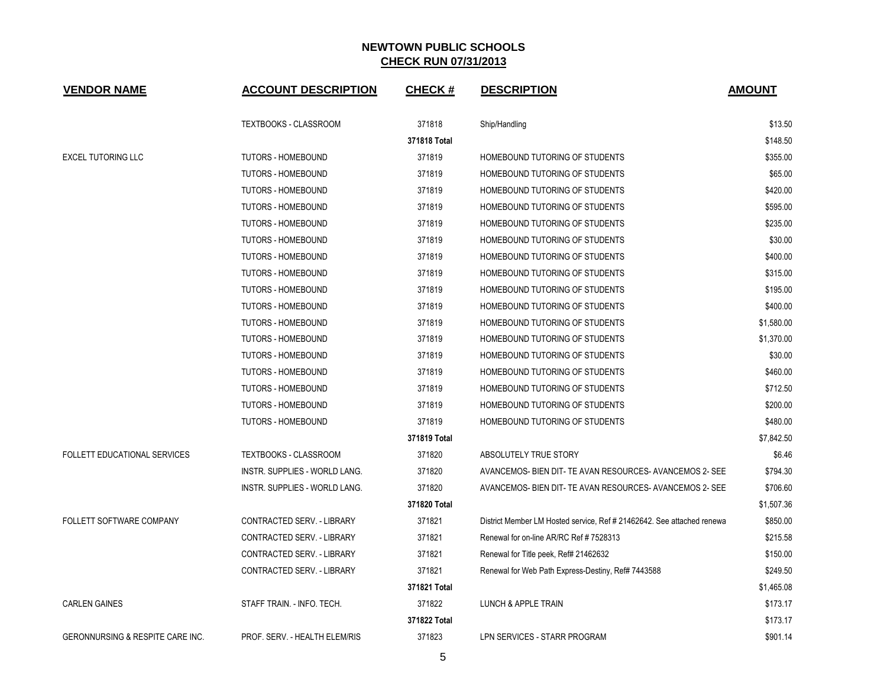## NEWTOWN PUBLIC SCHOOLS
## CHECK RUN 07/31/2013

| VENDOR NAME | ACCOUNT DESCRIPTION | CHECK # | DESCRIPTION | AMOUNT |
|---|---|---|---|---|
| | TEXTBOOKS - CLASSROOM | 371818 | Ship/Handling | $13.50 |
| | | 371818 Total | | $148.50 |
| EXCEL TUTORING LLC | TUTORS - HOMEBOUND | 371819 | HOMEBOUND TUTORING OF STUDENTS | $355.00 |
| | TUTORS - HOMEBOUND | 371819 | HOMEBOUND TUTORING OF STUDENTS | $65.00 |
| | TUTORS - HOMEBOUND | 371819 | HOMEBOUND TUTORING OF STUDENTS | $420.00 |
| | TUTORS - HOMEBOUND | 371819 | HOMEBOUND TUTORING OF STUDENTS | $595.00 |
| | TUTORS - HOMEBOUND | 371819 | HOMEBOUND TUTORING OF STUDENTS | $235.00 |
| | TUTORS - HOMEBOUND | 371819 | HOMEBOUND TUTORING OF STUDENTS | $30.00 |
| | TUTORS - HOMEBOUND | 371819 | HOMEBOUND TUTORING OF STUDENTS | $400.00 |
| | TUTORS - HOMEBOUND | 371819 | HOMEBOUND TUTORING OF STUDENTS | $315.00 |
| | TUTORS - HOMEBOUND | 371819 | HOMEBOUND TUTORING OF STUDENTS | $195.00 |
| | TUTORS - HOMEBOUND | 371819 | HOMEBOUND TUTORING OF STUDENTS | $400.00 |
| | TUTORS - HOMEBOUND | 371819 | HOMEBOUND TUTORING OF STUDENTS | $1,580.00 |
| | TUTORS - HOMEBOUND | 371819 | HOMEBOUND TUTORING OF STUDENTS | $1,370.00 |
| | TUTORS - HOMEBOUND | 371819 | HOMEBOUND TUTORING OF STUDENTS | $30.00 |
| | TUTORS - HOMEBOUND | 371819 | HOMEBOUND TUTORING OF STUDENTS | $460.00 |
| | TUTORS - HOMEBOUND | 371819 | HOMEBOUND TUTORING OF STUDENTS | $712.50 |
| | TUTORS - HOMEBOUND | 371819 | HOMEBOUND TUTORING OF STUDENTS | $200.00 |
| | TUTORS - HOMEBOUND | 371819 | HOMEBOUND TUTORING OF STUDENTS | $480.00 |
| | | 371819 Total | | $7,842.50 |
| FOLLETT EDUCATIONAL SERVICES | TEXTBOOKS - CLASSROOM | 371820 | ABSOLUTELY TRUE STORY | $6.46 |
| | INSTR. SUPPLIES - WORLD LANG. | 371820 | AVANCEMOS- BIEN DIT- TE AVAN RESOURCES- AVANCEMOS 2- SEE | $794.30 |
| | INSTR. SUPPLIES - WORLD LANG. | 371820 | AVANCEMOS- BIEN DIT- TE AVAN RESOURCES- AVANCEMOS 2- SEE | $706.60 |
| | | 371820 Total | | $1,507.36 |
| FOLLETT SOFTWARE COMPANY | CONTRACTED SERV. - LIBRARY | 371821 | District Member LM Hosted service, Ref # 21462642. See attached renewa | $850.00 |
| | CONTRACTED SERV. - LIBRARY | 371821 | Renewal for on-line AR/RC Ref # 7528313 | $215.58 |
| | CONTRACTED SERV. - LIBRARY | 371821 | Renewal for Title peek, Ref# 21462632 | $150.00 |
| | CONTRACTED SERV. - LIBRARY | 371821 | Renewal for Web Path Express-Destiny, Ref# 7443588 | $249.50 |
| | | 371821 Total | | $1,465.08 |
| CARLEN GAINES | STAFF TRAIN. - INFO. TECH. | 371822 | LUNCH & APPLE TRAIN | $173.17 |
| | | 371822 Total | | $173.17 |
| GERONNURSING & RESPITE CARE INC. | PROF. SERV. - HEALTH ELEM/RIS | 371823 | LPN SERVICES - STARR PROGRAM | $901.14 |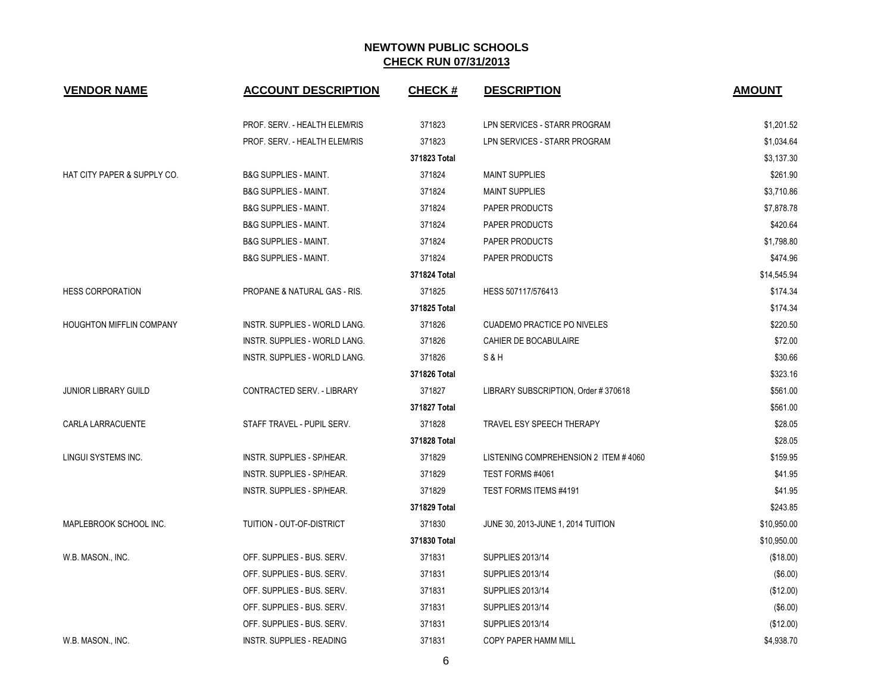## NEWTOWN PUBLIC SCHOOLS
## CHECK RUN 07/31/2013

| VENDOR NAME | ACCOUNT DESCRIPTION | CHECK # | DESCRIPTION | AMOUNT |
|---|---|---|---|---|
| | PROF. SERV. - HEALTH ELEM/RIS | 371823 | LPN SERVICES - STARR PROGRAM | $1,201.52 |
| | PROF. SERV. - HEALTH ELEM/RIS | 371823 | LPN SERVICES - STARR PROGRAM | $1,034.64 |
| | | **371823 Total** | | $3,137.30 |
| HAT CITY PAPER & SUPPLY CO. | B&G SUPPLIES - MAINT. | 371824 | MAINT SUPPLIES | $261.90 |
| | B&G SUPPLIES - MAINT. | 371824 | MAINT SUPPLIES | $3,710.86 |
| | B&G SUPPLIES - MAINT. | 371824 | PAPER PRODUCTS | $7,878.78 |
| | B&G SUPPLIES - MAINT. | 371824 | PAPER PRODUCTS | $420.64 |
| | B&G SUPPLIES - MAINT. | 371824 | PAPER PRODUCTS | $1,798.80 |
| | B&G SUPPLIES - MAINT. | 371824 | PAPER PRODUCTS | $474.96 |
| | | **371824 Total** | | $14,545.94 |
| HESS CORPORATION | PROPANE & NATURAL GAS - RIS. | 371825 | HESS 507117/576413 | $174.34 |
| | | **371825 Total** | | $174.34 |
| HOUGHTON MIFFLIN COMPANY | INSTR. SUPPLIES - WORLD LANG. | 371826 | CUADEMO PRACTICE PO NIVELES | $220.50 |
| | INSTR. SUPPLIES - WORLD LANG. | 371826 | CAHIER DE BOCABULAIRE | $72.00 |
| | INSTR. SUPPLIES - WORLD LANG. | 371826 | S & H | $30.66 |
| | | **371826 Total** | | $323.16 |
| JUNIOR LIBRARY GUILD | CONTRACTED SERV. - LIBRARY | 371827 | LIBRARY SUBSCRIPTION, Order # 370618 | $561.00 |
| | | **371827 Total** | | $561.00 |
| CARLA LARRACUENTE | STAFF TRAVEL - PUPIL SERV. | 371828 | TRAVEL ESY SPEECH THERAPY | $28.05 |
| | | **371828 Total** | | $28.05 |
| LINGUI SYSTEMS INC. | INSTR. SUPPLIES - SP/HEAR. | 371829 | LISTENING COMPREHENSION 2 ITEM # 4060 | $159.95 |
| | INSTR. SUPPLIES - SP/HEAR. | 371829 | TEST FORMS #4061 | $41.95 |
| | INSTR. SUPPLIES - SP/HEAR. | 371829 | TEST FORMS ITEMS #4191 | $41.95 |
| | | **371829 Total** | | $243.85 |
| MAPLEBROOK SCHOOL INC. | TUITION - OUT-OF-DISTRICT | 371830 | JUNE 30, 2013-JUNE 1, 2014 TUITION | $10,950.00 |
| | | **371830 Total** | | $10,950.00 |
| W.B. MASON., INC. | OFF. SUPPLIES - BUS. SERV. | 371831 | SUPPLIES 2013/14 | ($18.00) |
| | OFF. SUPPLIES - BUS. SERV. | 371831 | SUPPLIES 2013/14 | ($6.00) |
| | OFF. SUPPLIES - BUS. SERV. | 371831 | SUPPLIES 2013/14 | ($12.00) |
| | OFF. SUPPLIES - BUS. SERV. | 371831 | SUPPLIES 2013/14 | ($6.00) |
| | OFF. SUPPLIES - BUS. SERV. | 371831 | SUPPLIES 2013/14 | ($12.00) |
| W.B. MASON., INC. | INSTR. SUPPLIES - READING | 371831 | COPY PAPER HAMM MILL | $4,938.70 |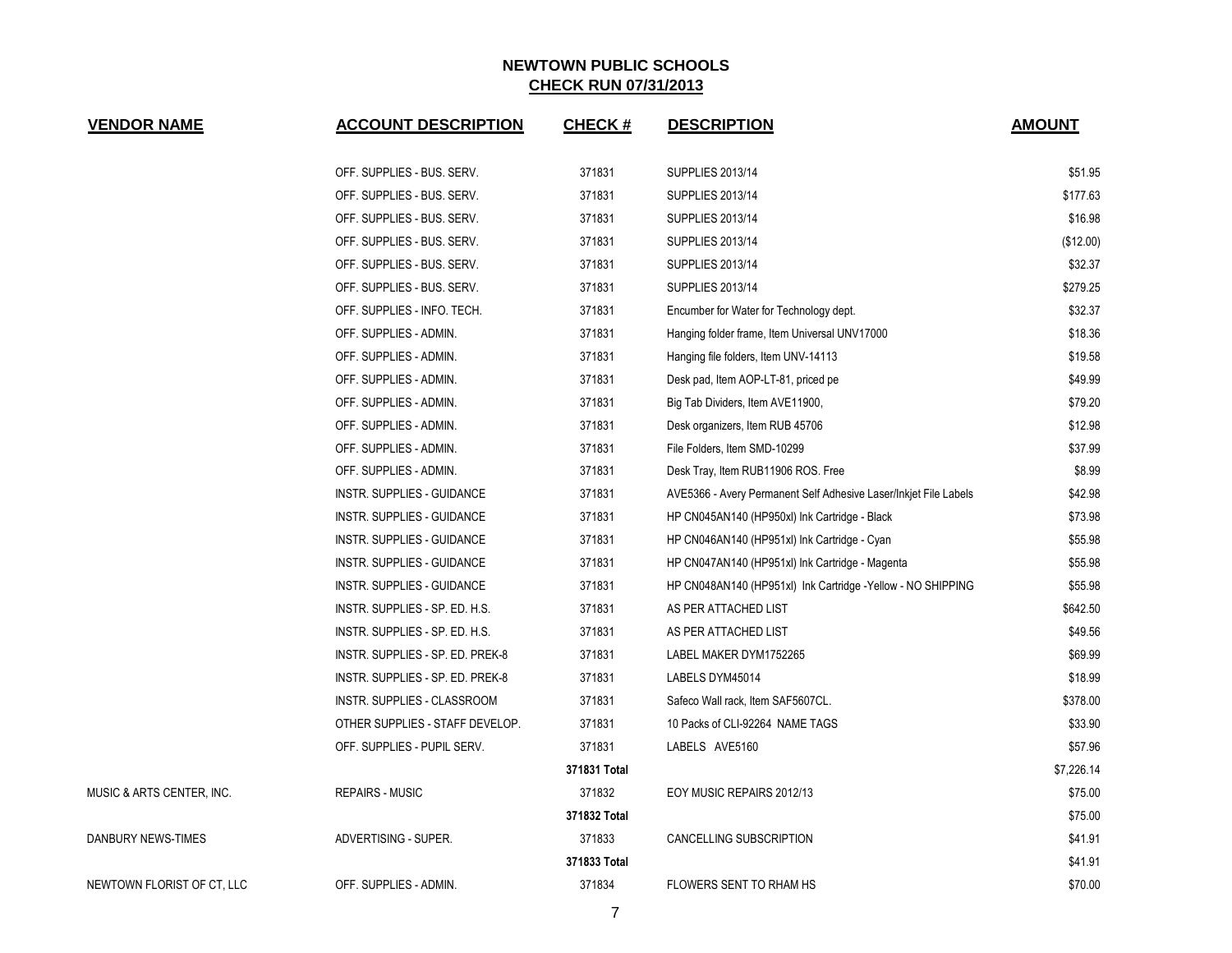# NEWTOWN PUBLIC SCHOOLS

## CHECK RUN 07/31/2013

| VENDOR NAME | ACCOUNT DESCRIPTION | CHECK # | DESCRIPTION | AMOUNT |
|---|---|---|---|---|
| | OFF. SUPPLIES - BUS. SERV. | 371831 | SUPPLIES 2013/14 | $51.95 |
| | OFF. SUPPLIES - BUS. SERV. | 371831 | SUPPLIES 2013/14 | $177.63 |
| | OFF. SUPPLIES - BUS. SERV. | 371831 | SUPPLIES 2013/14 | $16.98 |
| | OFF. SUPPLIES - BUS. SERV. | 371831 | SUPPLIES 2013/14 | ($12.00) |
| | OFF. SUPPLIES - BUS. SERV. | 371831 | SUPPLIES 2013/14 | $32.37 |
| | OFF. SUPPLIES - BUS. SERV. | 371831 | SUPPLIES 2013/14 | $279.25 |
| | OFF. SUPPLIES - INFO. TECH. | 371831 | Encumber for Water for Technology dept. | $32.37 |
| | OFF. SUPPLIES - ADMIN. | 371831 | Hanging folder frame, Item Universal UNV17000 | $18.36 |
| | OFF. SUPPLIES - ADMIN. | 371831 | Hanging file folders, Item UNV-14113 | $19.58 |
| | OFF. SUPPLIES - ADMIN. | 371831 | Desk pad, Item AOP-LT-81, priced pe | $49.99 |
| | OFF. SUPPLIES - ADMIN. | 371831 | Big Tab Dividers, Item AVE11900, | $79.20 |
| | OFF. SUPPLIES - ADMIN. | 371831 | Desk organizers, Item RUB 45706 | $12.98 |
| | OFF. SUPPLIES - ADMIN. | 371831 | File Folders, Item SMD-10299 | $37.99 |
| | OFF. SUPPLIES - ADMIN. | 371831 | Desk Tray, Item RUB11906 ROS. Free | $8.99 |
| | INSTR. SUPPLIES - GUIDANCE | 371831 | AVE5366 - Avery Permanent Self Adhesive Laser/Inkjet File Labels | $42.98 |
| | INSTR. SUPPLIES - GUIDANCE | 371831 | HP CN045AN140 (HP950xl) Ink Cartridge - Black | $73.98 |
| | INSTR. SUPPLIES - GUIDANCE | 371831 | HP CN046AN140 (HP951xl) Ink Cartridge - Cyan | $55.98 |
| | INSTR. SUPPLIES - GUIDANCE | 371831 | HP CN047AN140 (HP951xl) Ink Cartridge - Magenta | $55.98 |
| | INSTR. SUPPLIES - GUIDANCE | 371831 | HP CN048AN140 (HP951xl) Ink Cartridge -Yellow - NO SHIPPING | $55.98 |
| | INSTR. SUPPLIES - SP. ED. H.S. | 371831 | AS PER ATTACHED LIST | $642.50 |
| | INSTR. SUPPLIES - SP. ED. H.S. | 371831 | AS PER ATTACHED LIST | $49.56 |
| | INSTR. SUPPLIES - SP. ED. PREK-8 | 371831 | LABEL MAKER DYM1752265 | $69.99 |
| | INSTR. SUPPLIES - SP. ED. PREK-8 | 371831 | LABELS DYM45014 | $18.99 |
| | INSTR. SUPPLIES - CLASSROOM | 371831 | Safeco Wall rack, Item SAF5607CL. | $378.00 |
| | OTHER SUPPLIES - STAFF DEVELOP. | 371831 | 10 Packs of CLI-92264 NAME TAGS | $33.90 |
| | OFF. SUPPLIES - PUPIL SERV. | 371831 | LABELS AVE5160 | $57.96 |
| | | 371831 Total | | $7,226.14 |
| MUSIC & ARTS CENTER, INC. | REPAIRS - MUSIC | 371832 | EOY MUSIC REPAIRS 2012/13 | $75.00 |
| | | 371832 Total | | $75.00 |
| DANBURY NEWS-TIMES | ADVERTISING - SUPER. | 371833 | CANCELLING SUBSCRIPTION | $41.91 |
| | | 371833 Total | | $41.91 |
| NEWTOWN FLORIST OF CT, LLC | OFF. SUPPLIES - ADMIN. | 371834 | FLOWERS SENT TO RHAM HS | $70.00 |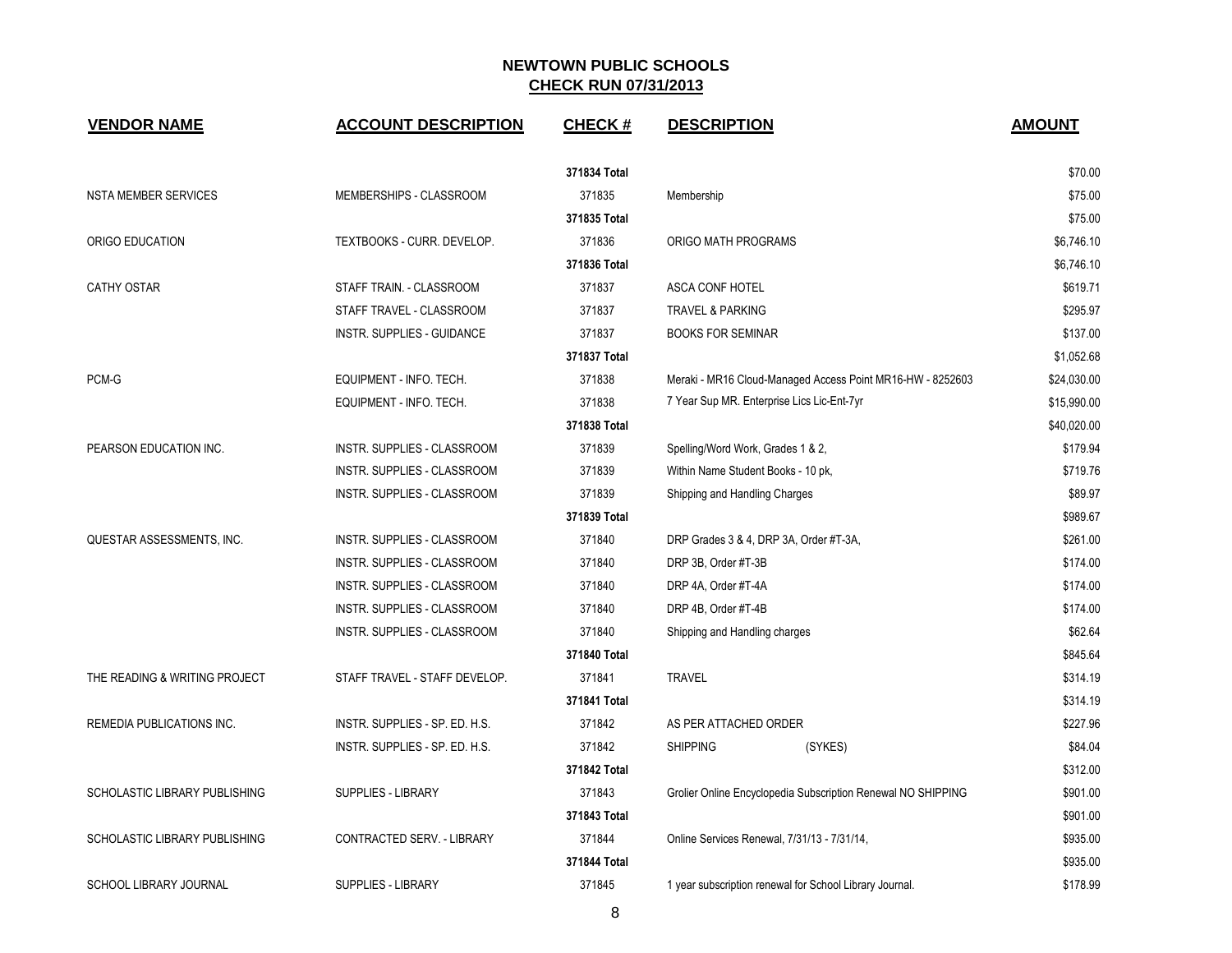# NEWTOWN PUBLIC SCHOOLS

## CHECK RUN 07/31/2013

| VENDOR NAME | ACCOUNT DESCRIPTION | CHECK # | DESCRIPTION | AMOUNT |
|---|---|---|---|---|
| | | 371834 Total | | $70.00 |
| NSTA MEMBER SERVICES | MEMBERSHIPS - CLASSROOM | 371835 | Membership | $75.00 |
| | | 371835 Total | | $75.00 |
| ORIGO EDUCATION | TEXTBOOKS - CURR. DEVELOP. | 371836 | ORIGO MATH PROGRAMS | $6,746.10 |
| | | 371836 Total | | $6,746.10 |
| CATHY OSTAR | STAFF TRAIN. - CLASSROOM | 371837 | ASCA CONF HOTEL | $619.71 |
| | STAFF TRAVEL - CLASSROOM | 371837 | TRAVEL & PARKING | $295.97 |
| | INSTR. SUPPLIES - GUIDANCE | 371837 | BOOKS FOR SEMINAR | $137.00 |
| | | 371837 Total | | $1,052.68 |
| PCM-G | EQUIPMENT - INFO. TECH. | 371838 | Meraki - MR16 Cloud-Managed Access Point MR16-HW - 8252603 | $24,030.00 |
| | EQUIPMENT - INFO. TECH. | 371838 | 7 Year Sup MR. Enterprise Lics Lic-Ent-7yr | $15,990.00 |
| | | 371838 Total | | $40,020.00 |
| PEARSON EDUCATION INC. | INSTR. SUPPLIES - CLASSROOM | 371839 | Spelling/Word Work, Grades 1 & 2, | $179.94 |
| | INSTR. SUPPLIES - CLASSROOM | 371839 | Within Name Student Books - 10 pk, | $719.76 |
| | INSTR. SUPPLIES - CLASSROOM | 371839 | Shipping and Handling Charges | $89.97 |
| | | 371839 Total | | $989.67 |
| QUESTAR ASSESSMENTS, INC. | INSTR. SUPPLIES - CLASSROOM | 371840 | DRP Grades 3 & 4, DRP 3A, Order #T-3A, | $261.00 |
| | INSTR. SUPPLIES - CLASSROOM | 371840 | DRP 3B, Order #T-3B | $174.00 |
| | INSTR. SUPPLIES - CLASSROOM | 371840 | DRP 4A, Order #T-4A | $174.00 |
| | INSTR. SUPPLIES - CLASSROOM | 371840 | DRP 4B, Order #T-4B | $174.00 |
| | INSTR. SUPPLIES - CLASSROOM | 371840 | Shipping and Handling charges | $62.64 |
| | | 371840 Total | | $845.64 |
| THE READING & WRITING PROJECT | STAFF TRAVEL - STAFF DEVELOP. | 371841 | TRAVEL | $314.19 |
| | | 371841 Total | | $314.19 |
| REMEDIA PUBLICATIONS INC. | INSTR. SUPPLIES - SP. ED. H.S. | 371842 | AS PER ATTACHED ORDER | $227.96 |
| | INSTR. SUPPLIES - SP. ED. H.S. | 371842 | SHIPPING (SYKES) | $84.04 |
| | | 371842 Total | | $312.00 |
| SCHOLASTIC LIBRARY PUBLISHING | SUPPLIES - LIBRARY | 371843 | Grolier Online Encyclopedia Subscription Renewal NO SHIPPING | $901.00 |
| | | 371843 Total | | $901.00 |
| SCHOLASTIC LIBRARY PUBLISHING | CONTRACTED SERV. - LIBRARY | 371844 | Online Services Renewal, 7/31/13 - 7/31/14, | $935.00 |
| | | 371844 Total | | $935.00 |
| SCHOOL LIBRARY JOURNAL | SUPPLIES - LIBRARY | 371845 | 1 year subscription renewal for School Library Journal. | $178.99 |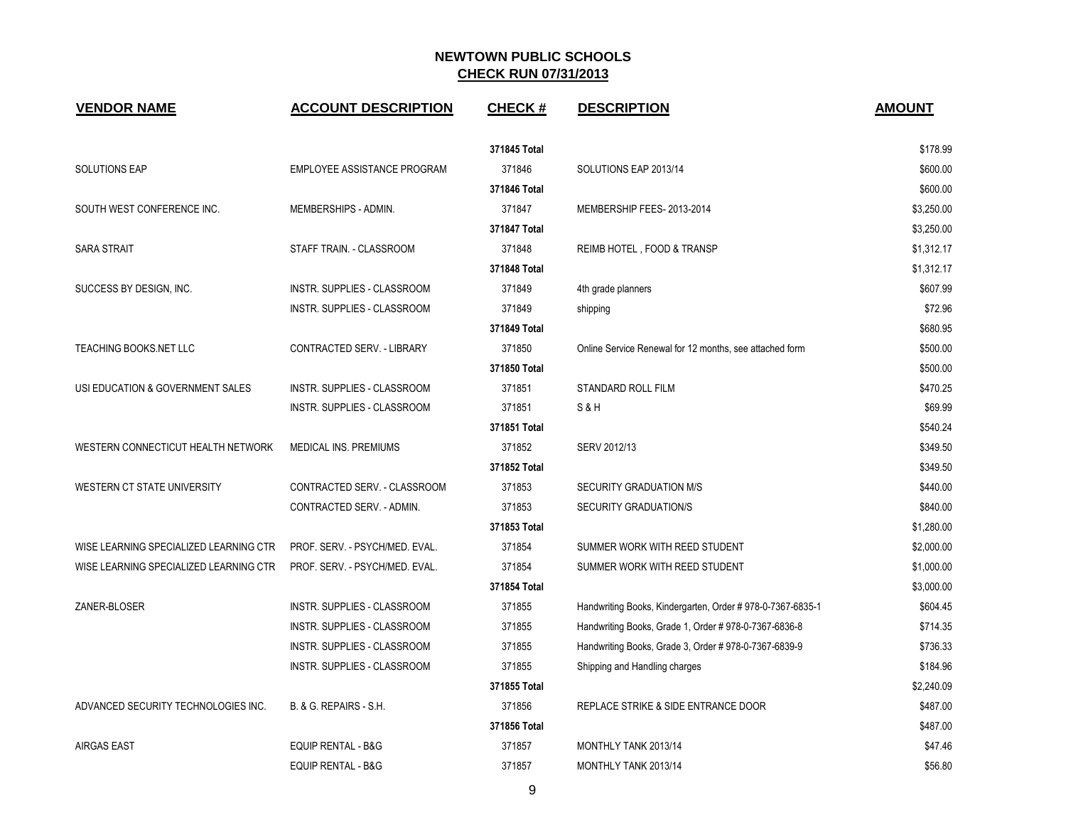# NEWTOWN PUBLIC SCHOOLS

## CHECK RUN 07/31/2013

| VENDOR NAME | ACCOUNT DESCRIPTION | CHECK # | DESCRIPTION | AMOUNT |
|---|---|---|---|---|
| | | 371845 Total | | $178.99 |
| SOLUTIONS EAP | EMPLOYEE ASSISTANCE PROGRAM | 371846 | SOLUTIONS EAP 2013/14 | $600.00 |
| | | 371846 Total | | $600.00 |
| SOUTH WEST CONFERENCE INC. | MEMBERSHIPS - ADMIN. | 371847 | MEMBERSHIP FEES- 2013-2014 | $3,250.00 |
| | | 371847 Total | | $3,250.00 |
| SARA STRAIT | STAFF TRAIN. - CLASSROOM | 371848 | REIMB HOTEL , FOOD & TRANSP | $1,312.17 |
| | | 371848 Total | | $1,312.17 |
| SUCCESS BY DESIGN, INC. | INSTR. SUPPLIES - CLASSROOM | 371849 | 4th grade planners | $607.99 |
| | INSTR. SUPPLIES - CLASSROOM | 371849 | shipping | $72.96 |
| | | 371849 Total | | $680.95 |
| TEACHING BOOKS.NET LLC | CONTRACTED SERV. - LIBRARY | 371850 | Online Service Renewal for 12 months, see attached form | $500.00 |
| | | 371850 Total | | $500.00 |
| USI EDUCATION & GOVERNMENT SALES | INSTR. SUPPLIES - CLASSROOM | 371851 | STANDARD ROLL FILM | $470.25 |
| | INSTR. SUPPLIES - CLASSROOM | 371851 | S & H | $69.99 |
| | | 371851 Total | | $540.24 |
| WESTERN CONNECTICUT HEALTH NETWORK | MEDICAL INS. PREMIUMS | 371852 | SERV 2012/13 | $349.50 |
| | | 371852 Total | | $349.50 |
| WESTERN CT STATE UNIVERSITY | CONTRACTED SERV. - CLASSROOM | 371853 | SECURITY GRADUATION M/S | $440.00 |
| | CONTRACTED SERV. - ADMIN. | 371853 | SECURITY GRADUATION/S | $840.00 |
| | | 371853 Total | | $1,280.00 |
| WISE LEARNING SPECIALIZED LEARNING CTR | PROF. SERV. - PSYCH/MED. EVAL. | 371854 | SUMMER WORK WITH REED STUDENT | $2,000.00 |
| WISE LEARNING SPECIALIZED LEARNING CTR | PROF. SERV. - PSYCH/MED. EVAL. | 371854 | SUMMER WORK WITH REED STUDENT | $1,000.00 |
| | | 371854 Total | | $3,000.00 |
| ZANER-BLOSER | INSTR. SUPPLIES - CLASSROOM | 371855 | Handwriting Books, Kindergarten, Order # 978-0-7367-6835-1 | $604.45 |
| | INSTR. SUPPLIES - CLASSROOM | 371855 | Handwriting Books, Grade 1, Order # 978-0-7367-6836-8 | $714.35 |
| | INSTR. SUPPLIES - CLASSROOM | 371855 | Handwriting Books, Grade 3, Order # 978-0-7367-6839-9 | $736.33 |
| | INSTR. SUPPLIES - CLASSROOM | 371855 | Shipping and Handling charges | $184.96 |
| | | 371855 Total | | $2,240.09 |
| ADVANCED SECURITY TECHNOLOGIES INC. | B. & G. REPAIRS - S.H. | 371856 | REPLACE STRIKE & SIDE ENTRANCE DOOR | $487.00 |
| | | 371856 Total | | $487.00 |
| AIRGAS EAST | EQUIP RENTAL - B&G | 371857 | MONTHLY TANK 2013/14 | $47.46 |
| | EQUIP RENTAL - B&G | 371857 | MONTHLY TANK 2013/14 | $56.80 |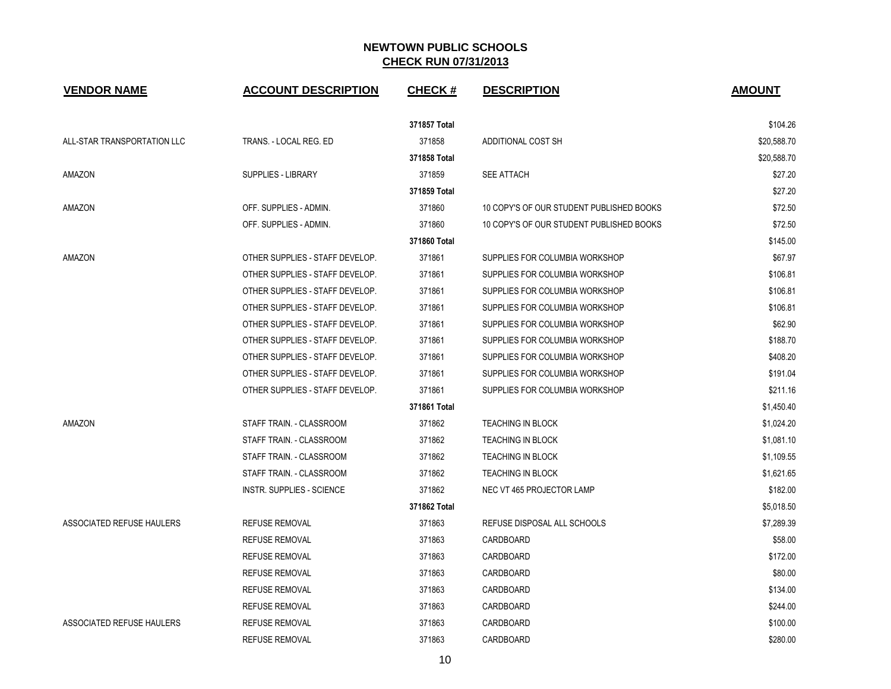## NEWTOWN PUBLIC SCHOOLS

## CHECK RUN 07/31/2013

| VENDOR NAME | ACCOUNT DESCRIPTION | CHECK # | DESCRIPTION | AMOUNT |
|---|---|---|---|---|
| | | 371857 Total | | $104.26 |
| ALL-STAR TRANSPORTATION LLC | TRANS. - LOCAL REG. ED | 371858 | ADDITIONAL COST SH | $20,588.70 |
| | | 371858 Total | | $20,588.70 |
| AMAZON | SUPPLIES - LIBRARY | 371859 | SEE ATTACH | $27.20 |
| | | 371859 Total | | $27.20 |
| AMAZON | OFF. SUPPLIES - ADMIN. | 371860 | 10 COPY'S OF OUR STUDENT PUBLISHED BOOKS | $72.50 |
| | OFF. SUPPLIES - ADMIN. | 371860 | 10 COPY'S OF OUR STUDENT PUBLISHED BOOKS | $72.50 |
| | | 371860 Total | | $145.00 |
| AMAZON | OTHER SUPPLIES - STAFF DEVELOP. | 371861 | SUPPLIES FOR COLUMBIA WORKSHOP | $67.97 |
| | OTHER SUPPLIES - STAFF DEVELOP. | 371861 | SUPPLIES FOR COLUMBIA WORKSHOP | $106.81 |
| | OTHER SUPPLIES - STAFF DEVELOP. | 371861 | SUPPLIES FOR COLUMBIA WORKSHOP | $106.81 |
| | OTHER SUPPLIES - STAFF DEVELOP. | 371861 | SUPPLIES FOR COLUMBIA WORKSHOP | $106.81 |
| | OTHER SUPPLIES - STAFF DEVELOP. | 371861 | SUPPLIES FOR COLUMBIA WORKSHOP | $62.90 |
| | OTHER SUPPLIES - STAFF DEVELOP. | 371861 | SUPPLIES FOR COLUMBIA WORKSHOP | $188.70 |
| | OTHER SUPPLIES - STAFF DEVELOP. | 371861 | SUPPLIES FOR COLUMBIA WORKSHOP | $408.20 |
| | OTHER SUPPLIES - STAFF DEVELOP. | 371861 | SUPPLIES FOR COLUMBIA WORKSHOP | $191.04 |
| | OTHER SUPPLIES - STAFF DEVELOP. | 371861 | SUPPLIES FOR COLUMBIA WORKSHOP | $211.16 |
| | | 371861 Total | | $1,450.40 |
| AMAZON | STAFF TRAIN. - CLASSROOM | 371862 | TEACHING IN BLOCK | $1,024.20 |
| | STAFF TRAIN. - CLASSROOM | 371862 | TEACHING IN BLOCK | $1,081.10 |
| | STAFF TRAIN. - CLASSROOM | 371862 | TEACHING IN BLOCK | $1,109.55 |
| | STAFF TRAIN. - CLASSROOM | 371862 | TEACHING IN BLOCK | $1,621.65 |
| | INSTR. SUPPLIES - SCIENCE | 371862 | NEC VT 465 PROJECTOR LAMP | $182.00 |
| | | 371862 Total | | $5,018.50 |
| ASSOCIATED REFUSE HAULERS | REFUSE REMOVAL | 371863 | REFUSE DISPOSAL ALL SCHOOLS | $7,289.39 |
| | REFUSE REMOVAL | 371863 | CARDBOARD | $58.00 |
| | REFUSE REMOVAL | 371863 | CARDBOARD | $172.00 |
| | REFUSE REMOVAL | 371863 | CARDBOARD | $80.00 |
| | REFUSE REMOVAL | 371863 | CARDBOARD | $134.00 |
| | REFUSE REMOVAL | 371863 | CARDBOARD | $244.00 |
| ASSOCIATED REFUSE HAULERS | REFUSE REMOVAL | 371863 | CARDBOARD | $100.00 |
| | REFUSE REMOVAL | 371863 | CARDBOARD | $280.00 |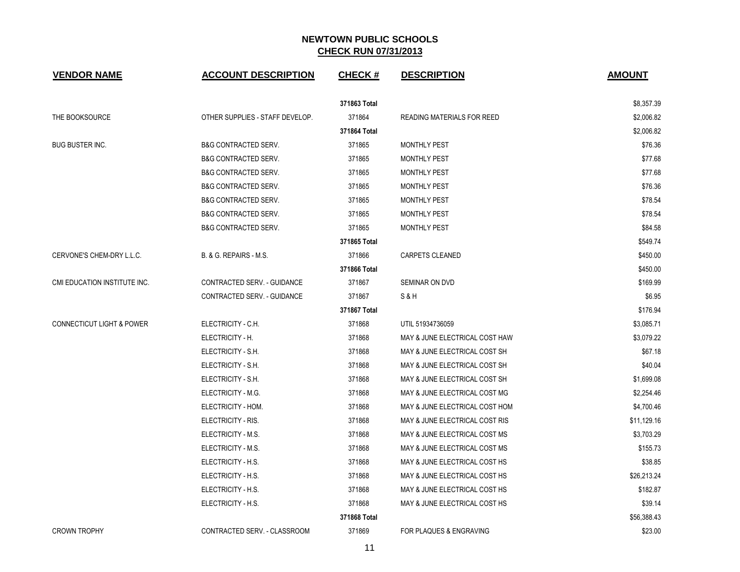## NEWTOWN PUBLIC SCHOOLS
## CHECK RUN 07/31/2013

| VENDOR NAME | ACCOUNT DESCRIPTION | CHECK # | DESCRIPTION | AMOUNT |
|---|---|---|---|---|
| | | **371863 Total** | | $8,357.39 |
| THE BOOKSOURCE | OTHER SUPPLIES - STAFF DEVELOP. | 371864 | READING MATERIALS FOR REED | $2,006.82 |
| | | **371864 Total** | | $2,006.82 |
| BUG BUSTER INC. | B&G CONTRACTED SERV. | 371865 | MONTHLY PEST | $76.36 |
| | B&G CONTRACTED SERV. | 371865 | MONTHLY PEST | $77.68 |
| | B&G CONTRACTED SERV. | 371865 | MONTHLY PEST | $77.68 |
| | B&G CONTRACTED SERV. | 371865 | MONTHLY PEST | $76.36 |
| | B&G CONTRACTED SERV. | 371865 | MONTHLY PEST | $78.54 |
| | B&G CONTRACTED SERV. | 371865 | MONTHLY PEST | $78.54 |
| | B&G CONTRACTED SERV. | 371865 | MONTHLY PEST | $84.58 |
| | | **371865 Total** | | $549.74 |
| CERVONE'S CHEM-DRY L.L.C. | B. & G. REPAIRS - M.S. | 371866 | CARPETS CLEANED | $450.00 |
| | | **371866 Total** | | $450.00 |
| CMI EDUCATION INSTITUTE INC. | CONTRACTED SERV. - GUIDANCE | 371867 | SEMINAR ON DVD | $169.99 |
| | CONTRACTED SERV. - GUIDANCE | 371867 | S & H | $6.95 |
| | | **371867 Total** | | $176.94 |
| CONNECTICUT LIGHT & POWER | ELECTRICITY - C.H. | 371868 | UTIL 51934736059 | $3,085.71 |
| | ELECTRICITY - H. | 371868 | MAY & JUNE ELECTRICAL COST HAW | $3,079.22 |
| | ELECTRICITY - S.H. | 371868 | MAY & JUNE ELECTRICAL COST SH | $67.18 |
| | ELECTRICITY - S.H. | 371868 | MAY & JUNE ELECTRICAL COST SH | $40.04 |
| | ELECTRICITY - S.H. | 371868 | MAY & JUNE ELECTRICAL COST SH | $1,699.08 |
| | ELECTRICITY - M.G. | 371868 | MAY & JUNE ELECTRICAL COST MG | $2,254.46 |
| | ELECTRICITY - HOM. | 371868 | MAY & JUNE ELECTRICAL COST HOM | $4,700.46 |
| | ELECTRICITY - RIS. | 371868 | MAY & JUNE ELECTRICAL COST RIS | $11,129.16 |
| | ELECTRICITY - M.S. | 371868 | MAY & JUNE ELECTRICAL COST MS | $3,703.29 |
| | ELECTRICITY - M.S. | 371868 | MAY & JUNE ELECTRICAL COST MS | $155.73 |
| | ELECTRICITY - H.S. | 371868 | MAY & JUNE ELECTRICAL COST HS | $38.85 |
| | ELECTRICITY - H.S. | 371868 | MAY & JUNE ELECTRICAL COST HS | $26,213.24 |
| | ELECTRICITY - H.S. | 371868 | MAY & JUNE ELECTRICAL COST HS | $182.87 |
| | ELECTRICITY - H.S. | 371868 | MAY & JUNE ELECTRICAL COST HS | $39.14 |
| | | **371868 Total** | | $56,388.43 |
| CROWN TROPHY | CONTRACTED SERV. - CLASSROOM | 371869 | FOR PLAQUES & ENGRAVING | $23.00 |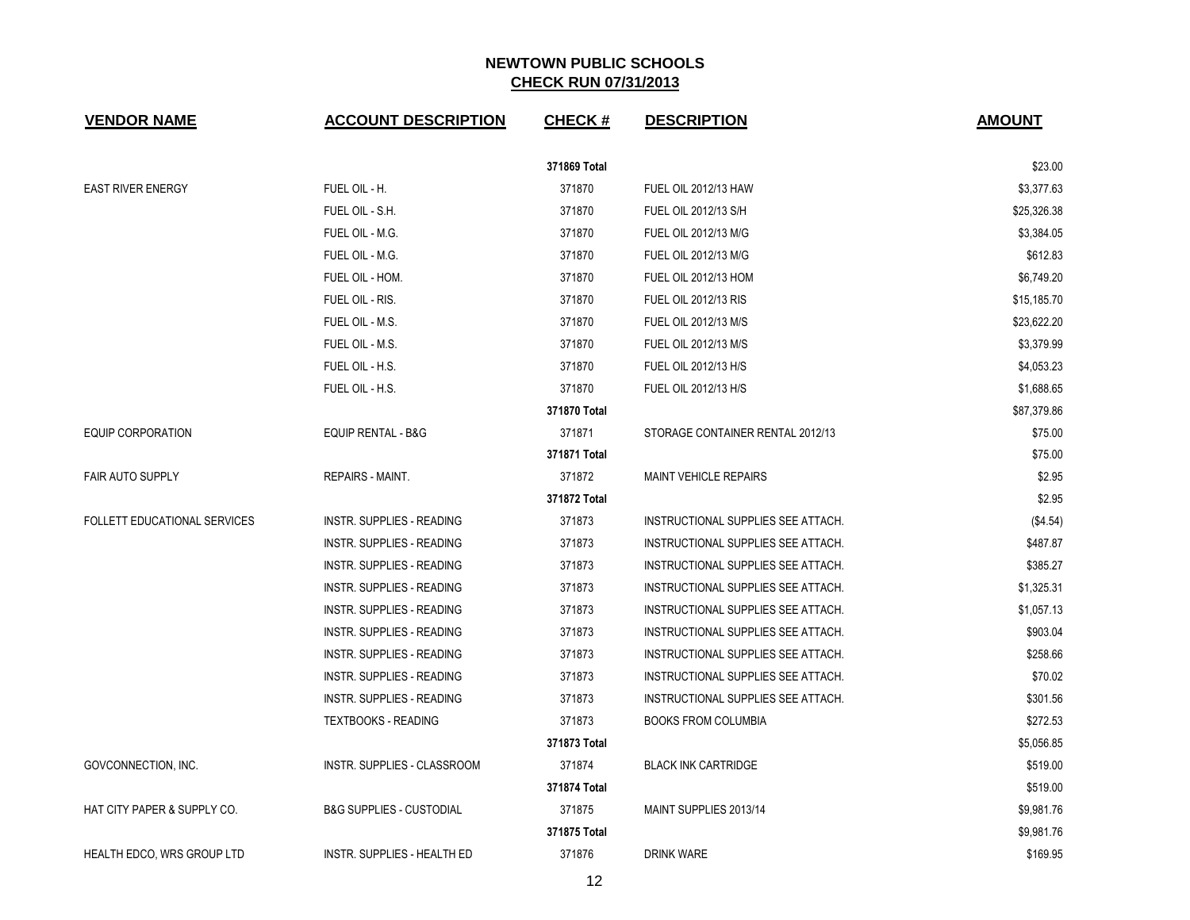# NEWTOWN PUBLIC SCHOOLS

## CHECK RUN 07/31/2013

| VENDOR NAME | ACCOUNT DESCRIPTION | CHECK # | DESCRIPTION | AMOUNT |
|---|---|---|---|---|
| | | **371869 Total** | | $23.00 |
| EAST RIVER ENERGY | FUEL OIL - H. | 371870 | FUEL OIL 2012/13 HAW | $3,377.63 |
| | FUEL OIL - S.H. | 371870 | FUEL OIL 2012/13 S/H | $25,326.38 |
| | FUEL OIL - M.G. | 371870 | FUEL OIL 2012/13 M/G | $3,384.05 |
| | FUEL OIL - M.G. | 371870 | FUEL OIL 2012/13 M/G | $612.83 |
| | FUEL OIL - HOM. | 371870 | FUEL OIL 2012/13 HOM | $6,749.20 |
| | FUEL OIL - RIS. | 371870 | FUEL OIL 2012/13 RIS | $15,185.70 |
| | FUEL OIL - M.S. | 371870 | FUEL OIL 2012/13 M/S | $23,622.20 |
| | FUEL OIL - M.S. | 371870 | FUEL OIL 2012/13 M/S | $3,379.99 |
| | FUEL OIL - H.S. | 371870 | FUEL OIL 2012/13 H/S | $4,053.23 |
| | FUEL OIL - H.S. | 371870 | FUEL OIL 2012/13 H/S | $1,688.65 |
| | | **371870 Total** | | $87,379.86 |
| EQUIP CORPORATION | EQUIP RENTAL - B&G | 371871 | STORAGE CONTAINER RENTAL 2012/13 | $75.00 |
| | | **371871 Total** | | $75.00 |
| FAIR AUTO SUPPLY | REPAIRS - MAINT. | 371872 | MAINT VEHICLE REPAIRS | $2.95 |
| | | **371872 Total** | | $2.95 |
| FOLLETT EDUCATIONAL SERVICES | INSTR. SUPPLIES - READING | 371873 | INSTRUCTIONAL SUPPLIES SEE ATTACH. | ($4.54) |
| | INSTR. SUPPLIES - READING | 371873 | INSTRUCTIONAL SUPPLIES SEE ATTACH. | $487.87 |
| | INSTR. SUPPLIES - READING | 371873 | INSTRUCTIONAL SUPPLIES SEE ATTACH. | $385.27 |
| | INSTR. SUPPLIES - READING | 371873 | INSTRUCTIONAL SUPPLIES SEE ATTACH. | $1,325.31 |
| | INSTR. SUPPLIES - READING | 371873 | INSTRUCTIONAL SUPPLIES SEE ATTACH. | $1,057.13 |
| | INSTR. SUPPLIES - READING | 371873 | INSTRUCTIONAL SUPPLIES SEE ATTACH. | $903.04 |
| | INSTR. SUPPLIES - READING | 371873 | INSTRUCTIONAL SUPPLIES SEE ATTACH. | $258.66 |
| | INSTR. SUPPLIES - READING | 371873 | INSTRUCTIONAL SUPPLIES SEE ATTACH. | $70.02 |
| | INSTR. SUPPLIES - READING | 371873 | INSTRUCTIONAL SUPPLIES SEE ATTACH. | $301.56 |
| | TEXTBOOKS - READING | 371873 | BOOKS FROM COLUMBIA | $272.53 |
| | | **371873 Total** | | $5,056.85 |
| GOVCONNECTION, INC. | INSTR. SUPPLIES - CLASSROOM | 371874 | BLACK INK CARTRIDGE | $519.00 |
| | | **371874 Total** | | $519.00 |
| HAT CITY PAPER & SUPPLY CO. | B&G SUPPLIES - CUSTODIAL | 371875 | MAINT SUPPLIES 2013/14 | $9,981.76 |
| | | **371875 Total** | | $9,981.76 |
| HEALTH EDCO, WRS GROUP LTD | INSTR. SUPPLIES - HEALTH ED | 371876 | DRINK WARE | $169.95 |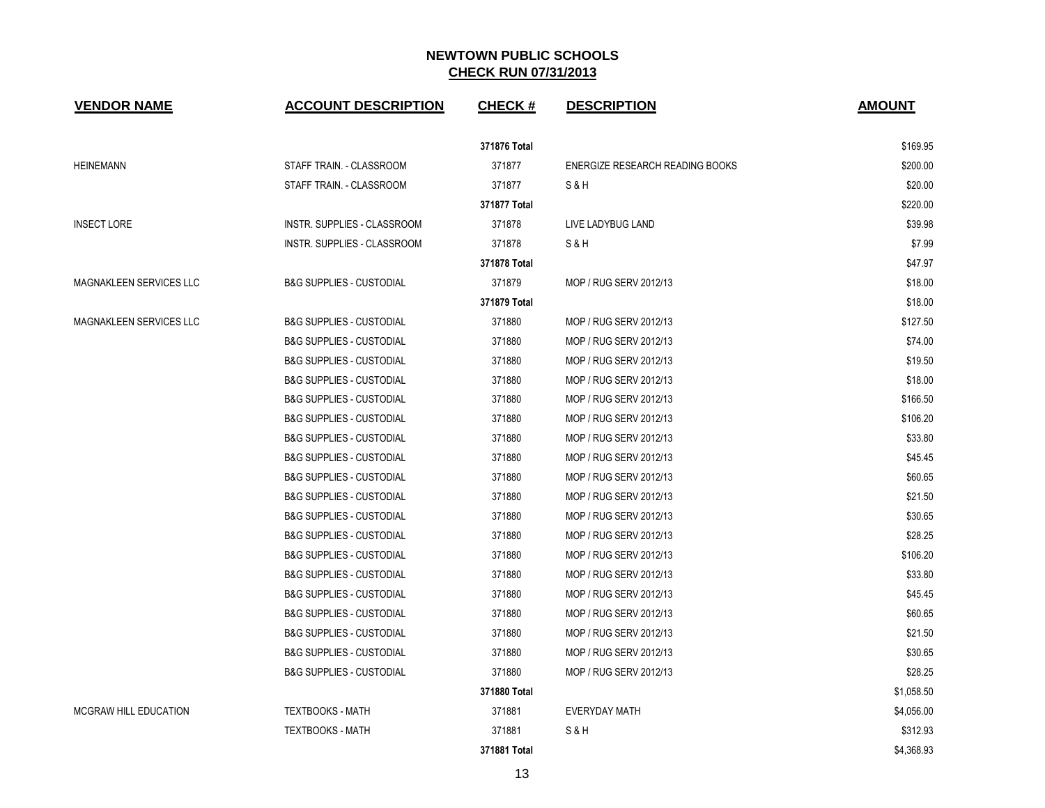## NEWTOWN PUBLIC SCHOOLS

## CHECK RUN 07/31/2013

| VENDOR NAME | ACCOUNT DESCRIPTION | CHECK # | DESCRIPTION | AMOUNT |
|---|---|---|---|---|
| | | **371876 Total** | | $169.95 |
| HEINEMANN | STAFF TRAIN. - CLASSROOM | 371877 | ENERGIZE RESEARCH READING BOOKS | $200.00 |
| | STAFF TRAIN. - CLASSROOM | 371877 | S & H | $20.00 |
| | | **371877 Total** | | $220.00 |
| INSECT LORE | INSTR. SUPPLIES - CLASSROOM | 371878 | LIVE LADYBUG LAND | $39.98 |
| | INSTR. SUPPLIES - CLASSROOM | 371878 | S & H | $7.99 |
| | | **371878 Total** | | $47.97 |
| MAGNAKLEEN SERVICES LLC | B&G SUPPLIES - CUSTODIAL | 371879 | MOP / RUG SERV 2012/13 | $18.00 |
| | | **371879 Total** | | $18.00 |
| MAGNAKLEEN SERVICES LLC | B&G SUPPLIES - CUSTODIAL | 371880 | MOP / RUG SERV 2012/13 | $127.50 |
| | B&G SUPPLIES - CUSTODIAL | 371880 | MOP / RUG SERV 2012/13 | $74.00 |
| | B&G SUPPLIES - CUSTODIAL | 371880 | MOP / RUG SERV 2012/13 | $19.50 |
| | B&G SUPPLIES - CUSTODIAL | 371880 | MOP / RUG SERV 2012/13 | $18.00 |
| | B&G SUPPLIES - CUSTODIAL | 371880 | MOP / RUG SERV 2012/13 | $166.50 |
| | B&G SUPPLIES - CUSTODIAL | 371880 | MOP / RUG SERV 2012/13 | $106.20 |
| | B&G SUPPLIES - CUSTODIAL | 371880 | MOP / RUG SERV 2012/13 | $33.80 |
| | B&G SUPPLIES - CUSTODIAL | 371880 | MOP / RUG SERV 2012/13 | $45.45 |
| | B&G SUPPLIES - CUSTODIAL | 371880 | MOP / RUG SERV 2012/13 | $60.65 |
| | B&G SUPPLIES - CUSTODIAL | 371880 | MOP / RUG SERV 2012/13 | $21.50 |
| | B&G SUPPLIES - CUSTODIAL | 371880 | MOP / RUG SERV 2012/13 | $30.65 |
| | B&G SUPPLIES - CUSTODIAL | 371880 | MOP / RUG SERV 2012/13 | $28.25 |
| | B&G SUPPLIES - CUSTODIAL | 371880 | MOP / RUG SERV 2012/13 | $106.20 |
| | B&G SUPPLIES - CUSTODIAL | 371880 | MOP / RUG SERV 2012/13 | $33.80 |
| | B&G SUPPLIES - CUSTODIAL | 371880 | MOP / RUG SERV 2012/13 | $45.45 |
| | B&G SUPPLIES - CUSTODIAL | 371880 | MOP / RUG SERV 2012/13 | $60.65 |
| | B&G SUPPLIES - CUSTODIAL | 371880 | MOP / RUG SERV 2012/13 | $21.50 |
| | B&G SUPPLIES - CUSTODIAL | 371880 | MOP / RUG SERV 2012/13 | $30.65 |
| | B&G SUPPLIES - CUSTODIAL | 371880 | MOP / RUG SERV 2012/13 | $28.25 |
| | | **371880 Total** | | $1,058.50 |
| MCGRAW HILL EDUCATION | TEXTBOOKS - MATH | 371881 | EVERYDAY MATH | $4,056.00 |
| | TEXTBOOKS - MATH | 371881 | S & H | $312.93 |
| | | **371881 Total** | | $4,368.93 |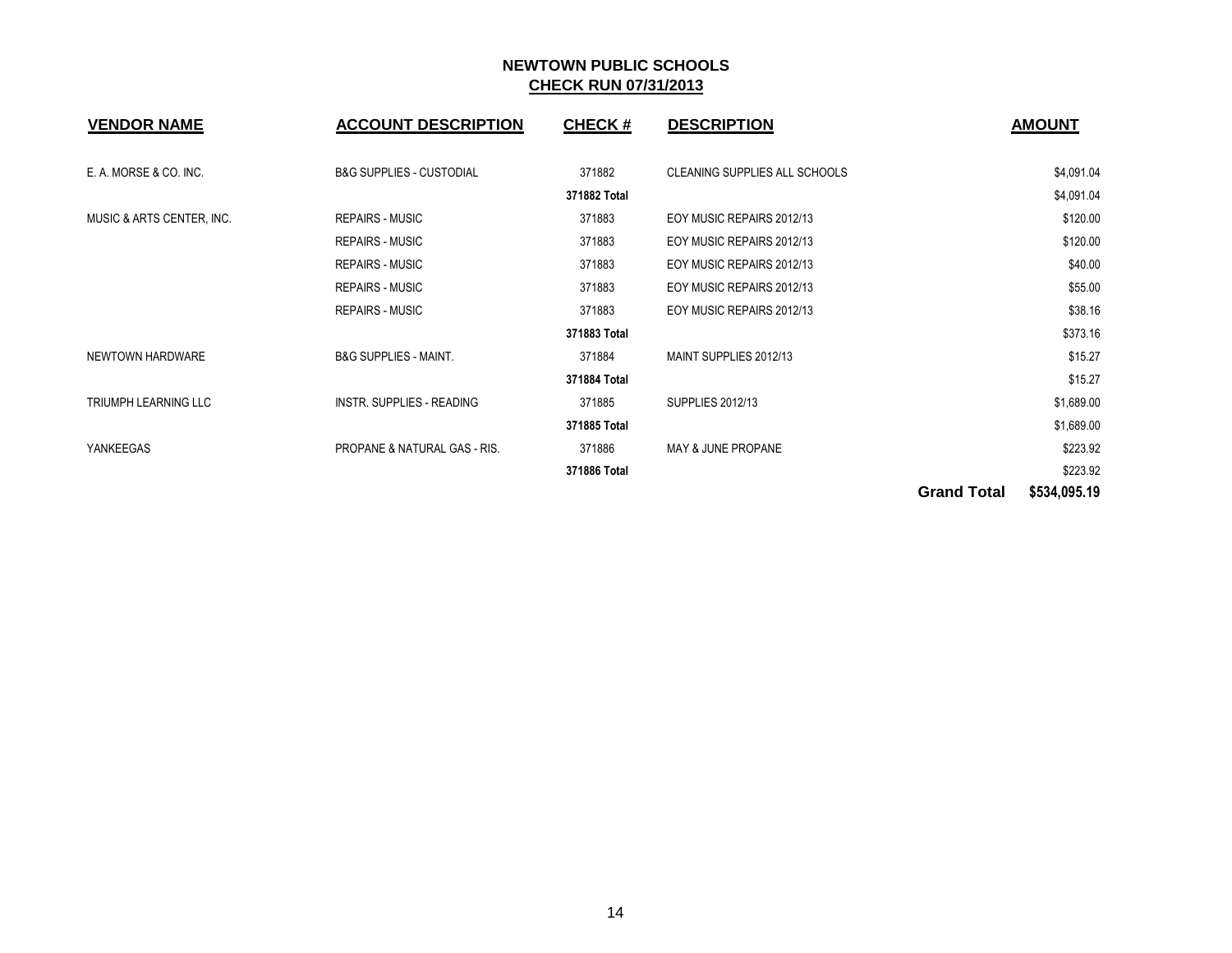# NEWTOWN PUBLIC SCHOOLS
## CHECK RUN 07/31/2013

| VENDOR NAME | ACCOUNT DESCRIPTION | CHECK # | DESCRIPTION | AMOUNT |
|---|---|---|---|---|
| E. A. MORSE & CO. INC. | B&G SUPPLIES - CUSTODIAL | 371882 | CLEANING SUPPLIES ALL SCHOOLS | $4,091.04 |
| | | **371882 Total** | | $4,091.04 |
| MUSIC & ARTS CENTER, INC. | REPAIRS - MUSIC | 371883 | EOY MUSIC REPAIRS 2012/13 | $120.00 |
| | REPAIRS - MUSIC | 371883 | EOY MUSIC REPAIRS 2012/13 | $120.00 |
| | REPAIRS - MUSIC | 371883 | EOY MUSIC REPAIRS 2012/13 | $40.00 |
| | REPAIRS - MUSIC | 371883 | EOY MUSIC REPAIRS 2012/13 | $55.00 |
| | REPAIRS - MUSIC | 371883 | EOY MUSIC REPAIRS 2012/13 | $38.16 |
| | | **371883 Total** | | $373.16 |
| NEWTOWN HARDWARE | B&G SUPPLIES - MAINT. | 371884 | MAINT SUPPLIES 2012/13 | $15.27 |
| | | **371884 Total** | | $15.27 |
| TRIUMPH LEARNING LLC | INSTR. SUPPLIES - READING | 371885 | SUPPLIES 2012/13 | $1,689.00 |
| | | **371885 Total** | | $1,689.00 |
| YANKEEGAS | PROPANE & NATURAL GAS - RIS. | 371886 | MAY & JUNE PROPANE | $223.92 |
| | | **371886 Total** | | $223.92 |
| | | | **Grand Total** | **$534,095.19** |